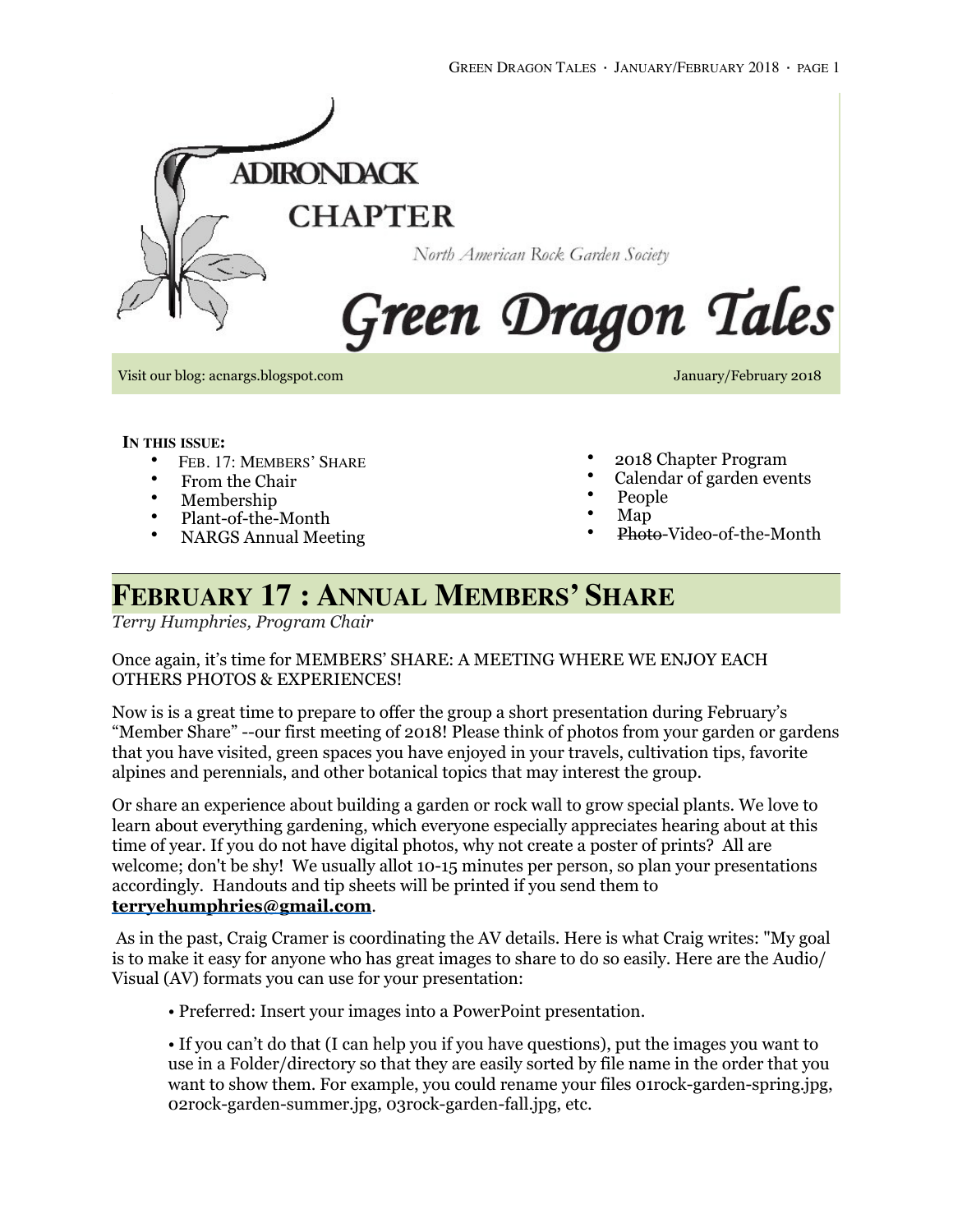# ADIRONDACK CHAPTER

North American Rock Garden Society

# Green Dragon Tales

Visit our blog: acnargs.blogspot.com | January/February 2018

**IN THIS ISSUE:**

- FEB. 17: MEMBERS' SHARE
- From the Chair
- Membership
- Plant-of-the-Month
- NARGS Annual Meeting
- 2018 Chapter Program
- Calendar of garden events
- People
- Map
- ~~Photo~~-Video-of-the-Month

## FEBRUARY 17 : ANNUAL MEMBERS' SHARE

*Terry Humphries, Program Chair*

Once again, it's time for MEMBERS' SHARE: A MEETING WHERE WE ENJOY EACH OTHERS PHOTOS & EXPERIENCES!

Now is is a great time to prepare to offer the group a short presentation during February's "Member Share" --our first meeting of 2018! Please think of photos from your garden or gardens that you have visited, green spaces you have enjoyed in your travels, cultivation tips, favorite alpines and perennials, and other botanical topics that may interest the group.

Or share an experience about building a garden or rock wall to grow special plants. We love to learn about everything gardening, which everyone especially appreciates hearing about at this time of year. If you do not have digital photos, why not create a poster of prints? All are welcome; don't be shy! We usually allot 10-15 minutes per person, so plan your presentations accordingly. Handouts and tip sheets will be printed if you send them to **terryehumphries@gmail.com**.

As in the past, Craig Cramer is coordinating the AV details. Here is what Craig writes: "My goal is to make it easy for anyone who has great images to share to do so easily. Here are the Audio/ Visual (AV) formats you can use for your presentation:

- Preferred: Insert your images into a PowerPoint presentation.
- If you can't do that (I can help you if you have questions), put the images you want to use in a Folder/directory so that they are easily sorted by file name in the order that you want to show them. For example, you could rename your files 01rock-garden-spring.jpg, 02rock-garden-summer.jpg, 03rock-garden-fall.jpg, etc.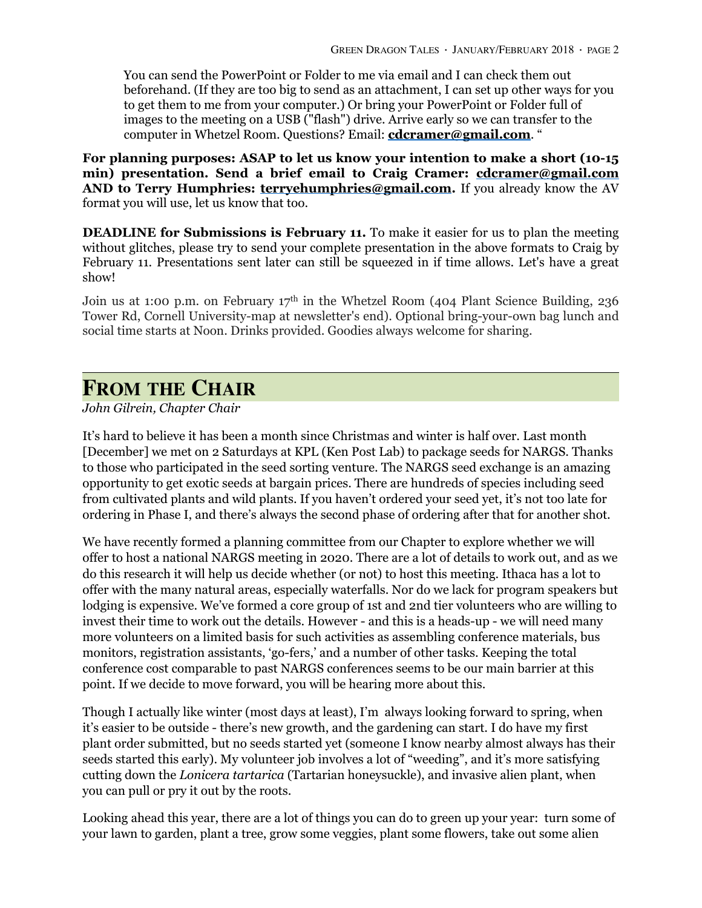You can send the PowerPoint or Folder to me via email and I can check them out beforehand. (If they are too big to send as an attachment, I can set up other ways for you to get them to me from your computer.) Or bring your PowerPoint or Folder full of images to the meeting on a USB ("flash") drive. Arrive early so we can transfer to the computer in Whetzel Room. Questions? Email: **cdcramer@gmail.com**. "

**For planning purposes: ASAP to let us know your intention to make a short (10-15 min) presentation. Send a brief email to Craig Cramer: cdcramer@gmail.com AND to Terry Humphries: terryehumphries@gmail.com.** If you already know the AV format you will use, let us know that too.

**DEADLINE for Submissions is February 11.** To make it easier for us to plan the meeting without glitches, please try to send your complete presentation in the above formats to Craig by February 11. Presentations sent later can still be squeezed in if time allows. Let's have a great show!

Join us at 1:00 p.m. on February 17th in the Whetzel Room (404 Plant Science Building, 236 Tower Rd, Cornell University-map at newsletter's end). Optional bring-your-own bag lunch and social time starts at Noon. Drinks provided. Goodies always welcome for sharing.

## From the Chair

*John Gilrein, Chapter Chair*

It's hard to believe it has been a month since Christmas and winter is half over. Last month [December] we met on 2 Saturdays at KPL (Ken Post Lab) to package seeds for NARGS. Thanks to those who participated in the seed sorting venture. The NARGS seed exchange is an amazing opportunity to get exotic seeds at bargain prices. There are hundreds of species including seed from cultivated plants and wild plants. If you haven't ordered your seed yet, it's not too late for ordering in Phase I, and there's always the second phase of ordering after that for another shot.

We have recently formed a planning committee from our Chapter to explore whether we will offer to host a national NARGS meeting in 2020. There are a lot of details to work out, and as we do this research it will help us decide whether (or not) to host this meeting. Ithaca has a lot to offer with the many natural areas, especially waterfalls. Nor do we lack for program speakers but lodging is expensive. We've formed a core group of 1st and 2nd tier volunteers who are willing to invest their time to work out the details. However - and this is a heads-up - we will need many more volunteers on a limited basis for such activities as assembling conference materials, bus monitors, registration assistants, 'go-fers,' and a number of other tasks. Keeping the total conference cost comparable to past NARGS conferences seems to be our main barrier at this point. If we decide to move forward, you will be hearing more about this.

Though I actually like winter (most days at least), I'm always looking forward to spring, when it's easier to be outside - there's new growth, and the gardening can start. I do have my first plant order submitted, but no seeds started yet (someone I know nearby almost always has their seeds started this early). My volunteer job involves a lot of "weeding", and it's more satisfying cutting down the *Lonicera tartarica* (Tartarian honeysuckle), and invasive alien plant, when you can pull or pry it out by the roots.

Looking ahead this year, there are a lot of things you can do to green up your year: turn some of your lawn to garden, plant a tree, grow some veggies, plant some flowers, take out some alien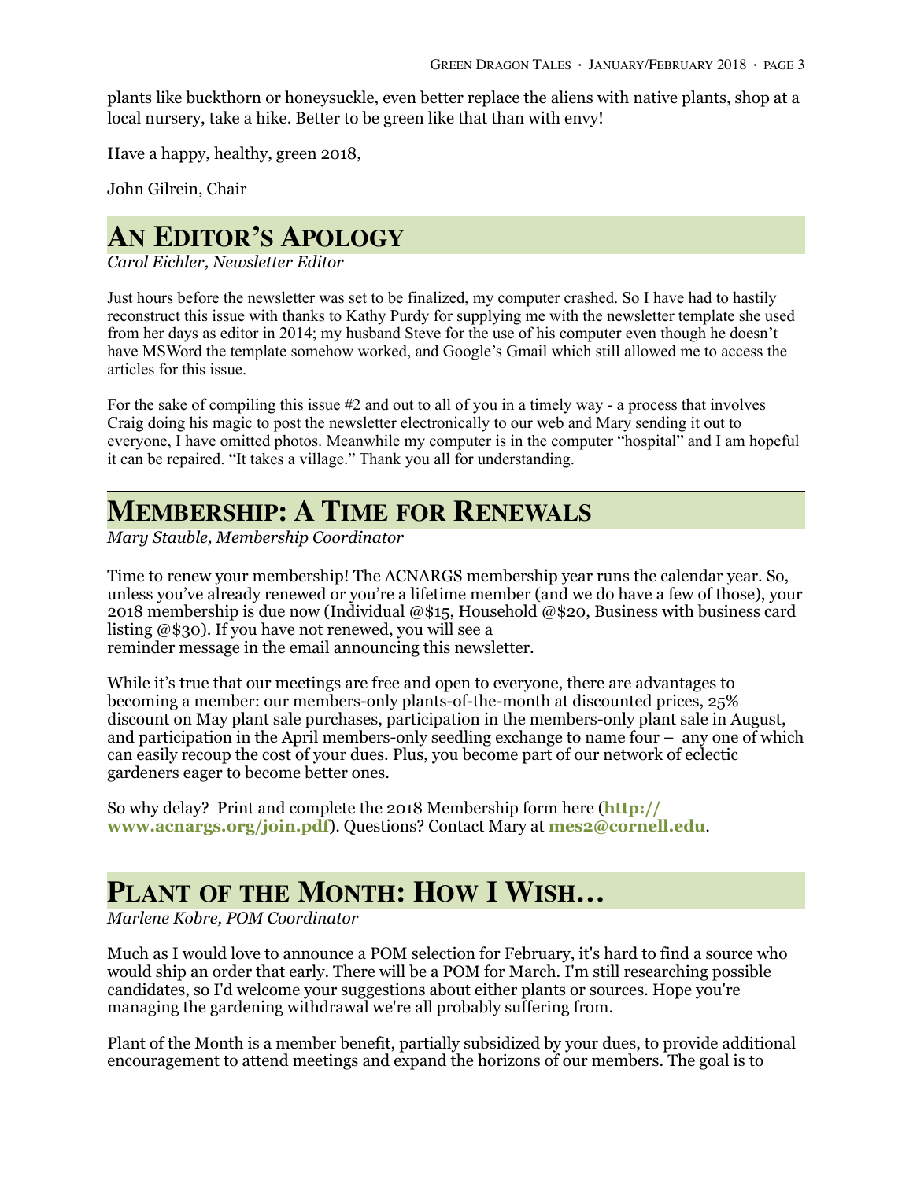plants like buckthorn or honeysuckle, even better replace the aliens with native plants, shop at a local nursery, take a hike. Better to be green like that than with envy!

Have a happy, healthy, green 2018,

John Gilrein, Chair

## An Editor's Apology

*Carol Eichler, Newsletter Editor*

Just hours before the newsletter was set to be finalized, my computer crashed. So I have had to hastily reconstruct this issue with thanks to Kathy Purdy for supplying me with the newsletter template she used from her days as editor in 2014; my husband Steve for the use of his computer even though he doesn't have MSWord the template somehow worked, and Google's Gmail which still allowed me to access the articles for this issue.

For the sake of compiling this issue #2 and out to all of you in a timely way - a process that involves Craig doing his magic to post the newsletter electronically to our web and Mary sending it out to everyone, I have omitted photos. Meanwhile my computer is in the computer "hospital" and I am hopeful it can be repaired. "It takes a village." Thank you all for understanding.

## Membership: A Time for Renewals

*Mary Stauble, Membership Coordinator*

Time to renew your membership! The ACNARGS membership year runs the calendar year. So, unless you've already renewed or you're a lifetime member (and we do have a few of those), your 2018 membership is due now (Individual @$15, Household @$20, Business with business card listing @$30). If you have not renewed, you will see a reminder message in the email announcing this newsletter.

While it's true that our meetings are free and open to everyone, there are advantages to becoming a member: our members-only plants-of-the-month at discounted prices, 25% discount on May plant sale purchases, participation in the members-only plant sale in August, and participation in the April members-only seedling exchange to name four – any one of which can easily recoup the cost of your dues. Plus, you become part of our network of eclectic gardeners eager to become better ones.

So why delay? Print and complete the 2018 Membership form here (**http://www.acnargs.org/join.pdf**). Questions? Contact Mary at **mes2@cornell.edu**.

## Plant of the Month: How I Wish…

*Marlene Kobre, POM Coordinator*

Much as I would love to announce a POM selection for February, it's hard to find a source who would ship an order that early. There will be a POM for March. I'm still researching possible candidates, so I'd welcome your suggestions about either plants or sources. Hope you're managing the gardening withdrawal we're all probably suffering from.

Plant of the Month is a member benefit, partially subsidized by your dues, to provide additional encouragement to attend meetings and expand the horizons of our members. The goal is to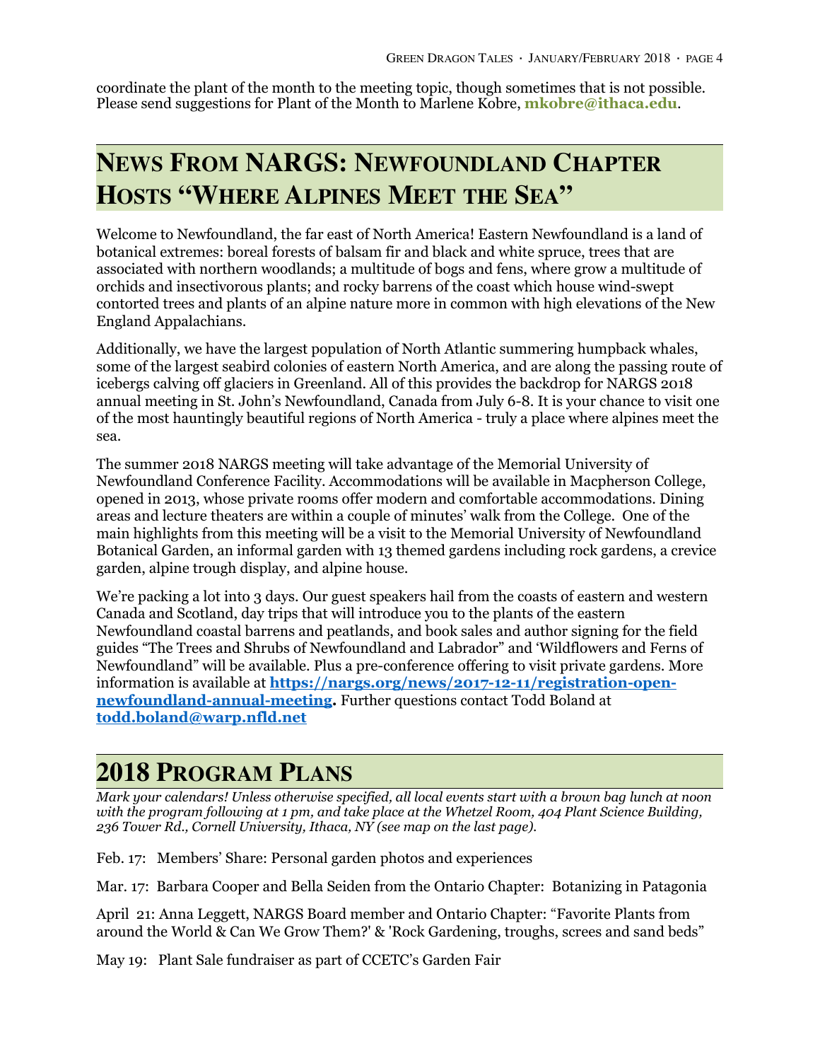coordinate the plant of the month to the meeting topic, though sometimes that is not possible. Please send suggestions for Plant of the Month to Marlene Kobre, **mkobre@ithaca.edu**.

## News From NARGS: Newfoundland Chapter Hosts "Where Alpines Meet the Sea"

Welcome to Newfoundland, the far east of North America! Eastern Newfoundland is a land of botanical extremes: boreal forests of balsam fir and black and white spruce, trees that are associated with northern woodlands; a multitude of bogs and fens, where grow a multitude of orchids and insectivorous plants; and rocky barrens of the coast which house wind-swept contorted trees and plants of an alpine nature more in common with high elevations of the New England Appalachians.

Additionally, we have the largest population of North Atlantic summering humpback whales, some of the largest seabird colonies of eastern North America, and are along the passing route of icebergs calving off glaciers in Greenland. All of this provides the backdrop for NARGS 2018 annual meeting in St. John's Newfoundland, Canada from July 6-8. It is your chance to visit one of the most hauntingly beautiful regions of North America - truly a place where alpines meet the sea.

The summer 2018 NARGS meeting will take advantage of the Memorial University of Newfoundland Conference Facility. Accommodations will be available in Macpherson College, opened in 2013, whose private rooms offer modern and comfortable accommodations. Dining areas and lecture theaters are within a couple of minutes' walk from the College. One of the main highlights from this meeting will be a visit to the Memorial University of Newfoundland Botanical Garden, an informal garden with 13 themed gardens including rock gardens, a crevice garden, alpine trough display, and alpine house.

We're packing a lot into 3 days. Our guest speakers hail from the coasts of eastern and western Canada and Scotland, day trips that will introduce you to the plants of the eastern Newfoundland coastal barrens and peatlands, and book sales and author signing for the field guides "The Trees and Shrubs of Newfoundland and Labrador" and 'Wildflowers and Ferns of Newfoundland" will be available. Plus a pre-conference offering to visit private gardens. More information is available at **https://nargs.org/news/2017-12-11/registration-open-newfoundland-annual-meeting.** Further questions contact Todd Boland at **todd.boland@warp.nfld.net**

## 2018 Program Plans

*Mark your calendars! Unless otherwise specified, all local events start with a brown bag lunch at noon with the program following at 1 pm, and take place at the Whetzel Room, 404 Plant Science Building, 236 Tower Rd., Cornell University, Ithaca, NY (see map on the last page).*

Feb. 17: Members' Share: Personal garden photos and experiences

Mar. 17: Barbara Cooper and Bella Seiden from the Ontario Chapter: Botanizing in Patagonia

April 21: Anna Leggett, NARGS Board member and Ontario Chapter: "Favorite Plants from around the World & Can We Grow Them?' & 'Rock Gardening, troughs, screes and sand beds"

May 19: Plant Sale fundraiser as part of CCETC's Garden Fair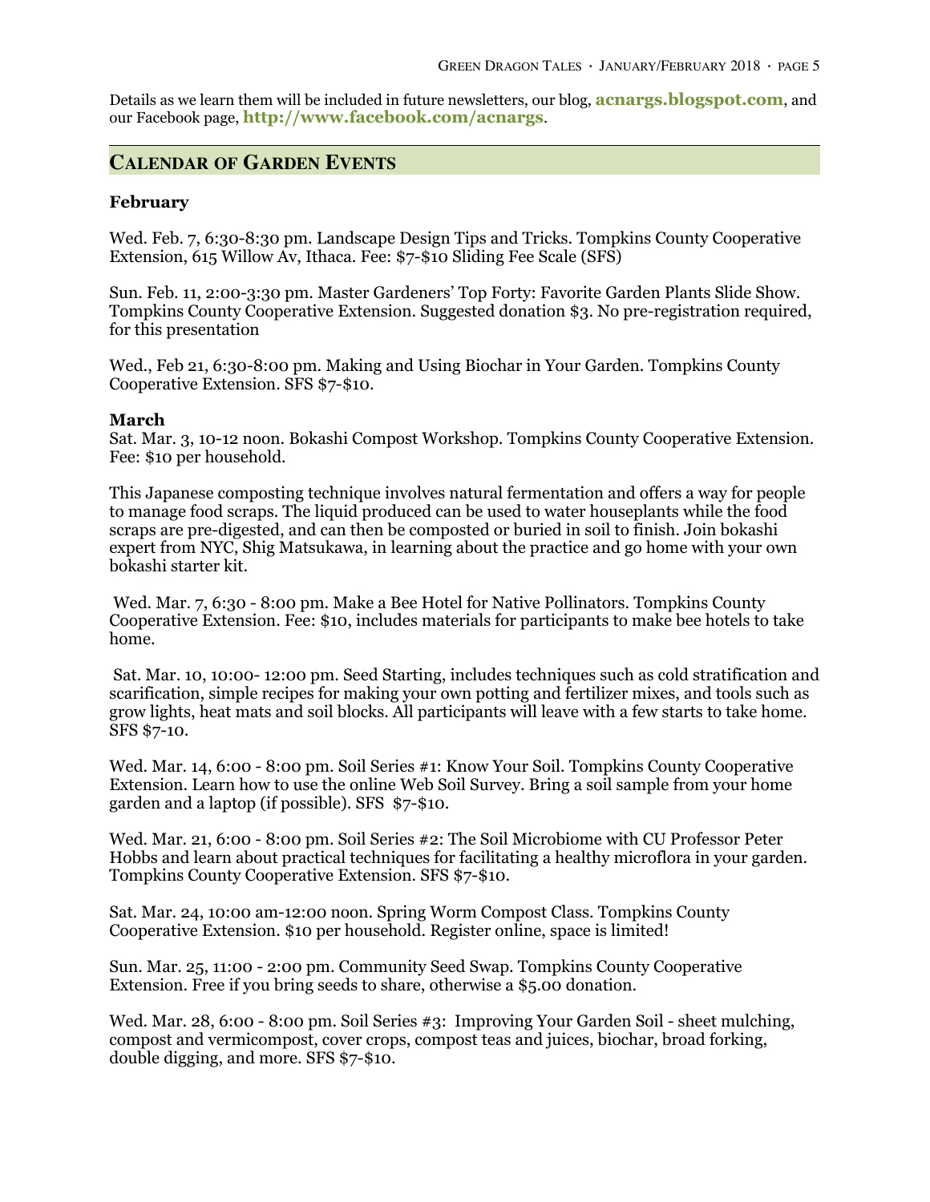Details as we learn them will be included in future newsletters, our blog, **acnargs.blogspot.com**, and our Facebook page, **http://www.facebook.com/acnargs**.

## Calendar of Garden Events

**February**

Wed. Feb. 7, 6:30-8:30 pm. Landscape Design Tips and Tricks. Tompkins County Cooperative Extension, 615 Willow Av, Ithaca. Fee: $7-$10 Sliding Fee Scale (SFS)

Sun. Feb. 11, 2:00-3:30 pm. Master Gardeners' Top Forty: Favorite Garden Plants Slide Show. Tompkins County Cooperative Extension. Suggested donation $3. No pre-registration required, for this presentation

Wed., Feb 21, 6:30-8:00 pm. Making and Using Biochar in Your Garden. Tompkins County Cooperative Extension. SFS $7-$10.

**March**

Sat. Mar. 3, 10-12 noon. Bokashi Compost Workshop. Tompkins County Cooperative Extension. Fee: $10 per household.

This Japanese composting technique involves natural fermentation and offers a way for people to manage food scraps. The liquid produced can be used to water houseplants while the food scraps are pre-digested, and can then be composted or buried in soil to finish. Join bokashi expert from NYC, Shig Matsukawa, in learning about the practice and go home with your own bokashi starter kit.

Wed. Mar. 7, 6:30 - 8:00 pm. Make a Bee Hotel for Native Pollinators. Tompkins County Cooperative Extension. Fee: $10, includes materials for participants to make bee hotels to take home.

Sat. Mar. 10, 10:00- 12:00 pm. Seed Starting, includes techniques such as cold stratification and scarification, simple recipes for making your own potting and fertilizer mixes, and tools such as grow lights, heat mats and soil blocks. All participants will leave with a few starts to take home. SFS $7-10.

Wed. Mar. 14, 6:00 - 8:00 pm. Soil Series #1: Know Your Soil. Tompkins County Cooperative Extension. Learn how to use the online Web Soil Survey. Bring a soil sample from your home garden and a laptop (if possible). SFS $7-$10.

Wed. Mar. 21, 6:00 - 8:00 pm. Soil Series #2: The Soil Microbiome with CU Professor Peter Hobbs and learn about practical techniques for facilitating a healthy microflora in your garden. Tompkins County Cooperative Extension. SFS $7-$10.

Sat. Mar. 24, 10:00 am-12:00 noon. Spring Worm Compost Class. Tompkins County Cooperative Extension. $10 per household. Register online, space is limited!

Sun. Mar. 25, 11:00 - 2:00 pm. Community Seed Swap. Tompkins County Cooperative Extension. Free if you bring seeds to share, otherwise a $5.00 donation.

Wed. Mar. 28, 6:00 - 8:00 pm. Soil Series #3: Improving Your Garden Soil - sheet mulching, compost and vermicompost, cover crops, compost teas and juices, biochar, broad forking, double digging, and more. SFS $7-$10.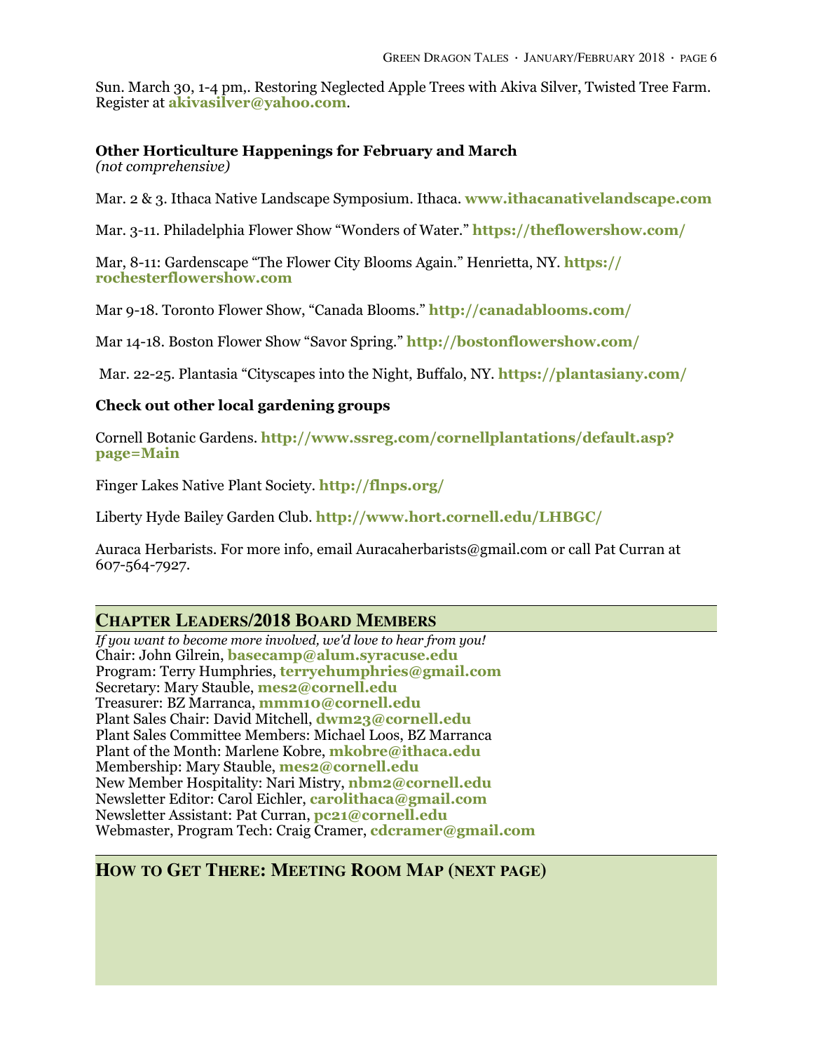Sun. March 30, 1-4 pm,. Restoring Neglected Apple Trees with Akiva Silver, Twisted Tree Farm. Register at **akivasilver@yahoo.com**.

**Other Horticulture Happenings for February and March**
*(not comprehensive)*

Mar. 2 & 3. Ithaca Native Landscape Symposium. Ithaca. **www.ithacanativelandscape.com**

Mar. 3-11. Philadelphia Flower Show "Wonders of Water." **https://theflowershow.com/**

Mar, 8-11: Gardenscape "The Flower City Blooms Again." Henrietta, NY. **https://rochesterflowershow.com**

Mar 9-18. Toronto Flower Show, "Canada Blooms." **http://canadablooms.com/**

Mar 14-18. Boston Flower Show "Savor Spring." **http://bostonflowershow.com/**

Mar. 22-25. Plantasia "Cityscapes into the Night, Buffalo, NY. **https://plantasiany.com/**

**Check out other local gardening groups**

Cornell Botanic Gardens. **http://www.ssreg.com/cornellplantations/default.asp?page=Main**

Finger Lakes Native Plant Society. **http://flnps.org/**

Liberty Hyde Bailey Garden Club. **http://www.hort.cornell.edu/LHBGC/**

Auraca Herbarists. For more info, email Auracaherbarists@gmail.com or call Pat Curran at 607-564-7927.

## Chapter Leaders/2018 Board Members

*If you want to become more involved, we'd love to hear from you!*
Chair: John Gilrein, **basecamp@alum.syracuse.edu**
Program: Terry Humphries, **terryehumphries@gmail.com**
Secretary: Mary Stauble, **mes2@cornell.edu**
Treasurer: BZ Marranca, **mmm10@cornell.edu**
Plant Sales Chair: David Mitchell, **dwm23@cornell.edu**
Plant Sales Committee Members: Michael Loos, BZ Marranca
Plant of the Month: Marlene Kobre, **mkobre@ithaca.edu**
Membership: Mary Stauble, **mes2@cornell.edu**
New Member Hospitality: Nari Mistry, **nbm2@cornell.edu**
Newsletter Editor: Carol Eichler, **carolithaca@gmail.com**
Newsletter Assistant: Pat Curran, **pc21@cornell.edu**
Webmaster, Program Tech: Craig Cramer, **cdcramer@gmail.com**

## How to Get There: Meeting Room Map (next page)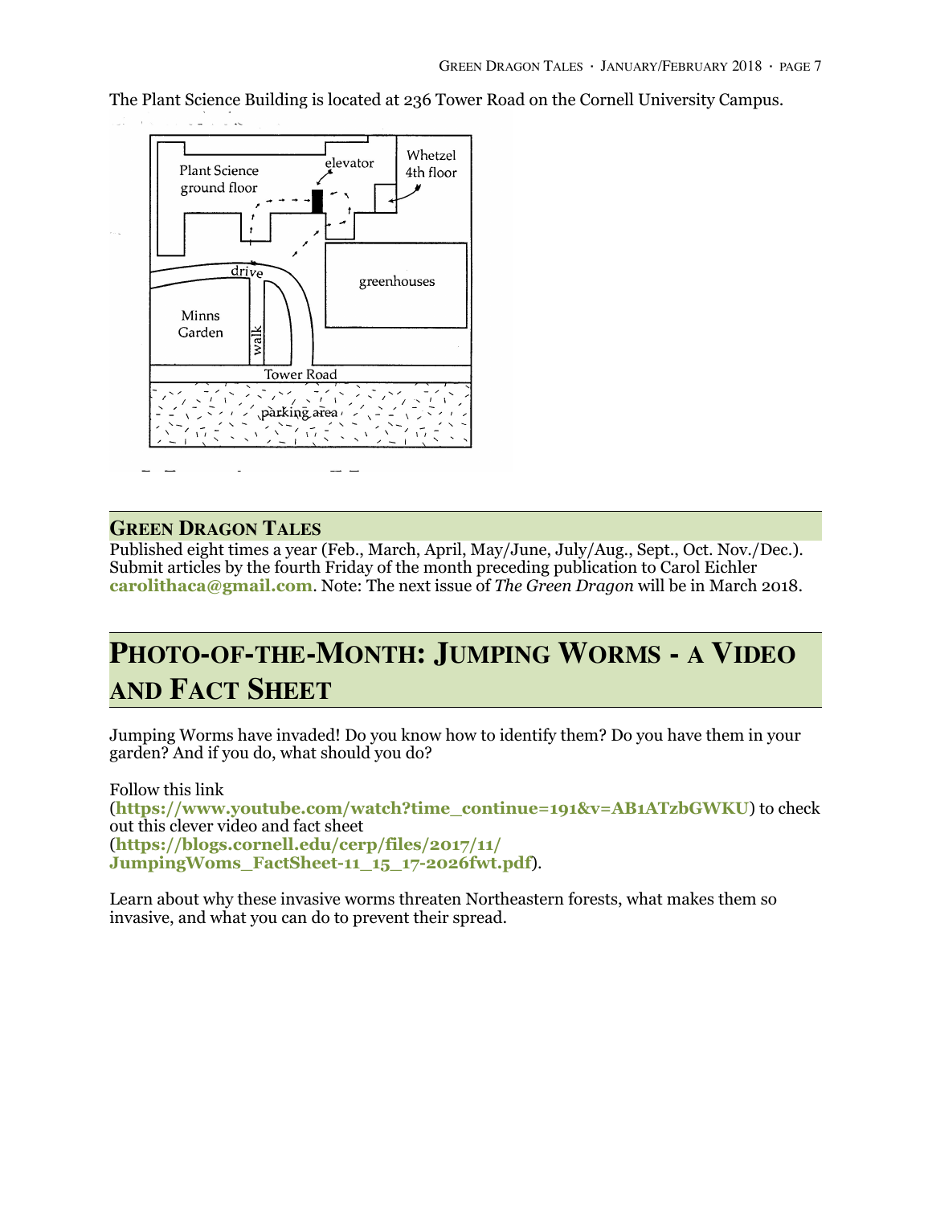The Plant Science Building is located at 236 Tower Road on the Cornell University Campus.

Whetzel 4th floor
elevator
Plant Science ground floor
drive
greenhouses
Minns Garden
walk
Tower Road
parking area

## GREEN DRAGON TALES

Published eight times a year (Feb., March, April, May/June, July/Aug., Sept., Oct. Nov./Dec.). Submit articles by the fourth Friday of the month preceding publication to Carol Eichler **carolithaca@gmail.com**. Note: The next issue of *The Green Dragon* will be in March 2018.

# PHOTO-OF-THE-MONTH: JUMPING WORMS - A VIDEO AND FACT SHEET

Jumping Worms have invaded! Do you know how to identify them? Do you have them in your garden? And if you do, what should you do?

Follow this link (**https://www.youtube.com/watch?time_continue=191&v=AB1ATzbGWKU**) to check out this clever video and fact sheet (**https://blogs.cornell.edu/cerp/files/2017/11/JumpingWoms_FactSheet-11_15_17-2026fwt.pdf**).

Learn about why these invasive worms threaten Northeastern forests, what makes them so invasive, and what you can do to prevent their spread.